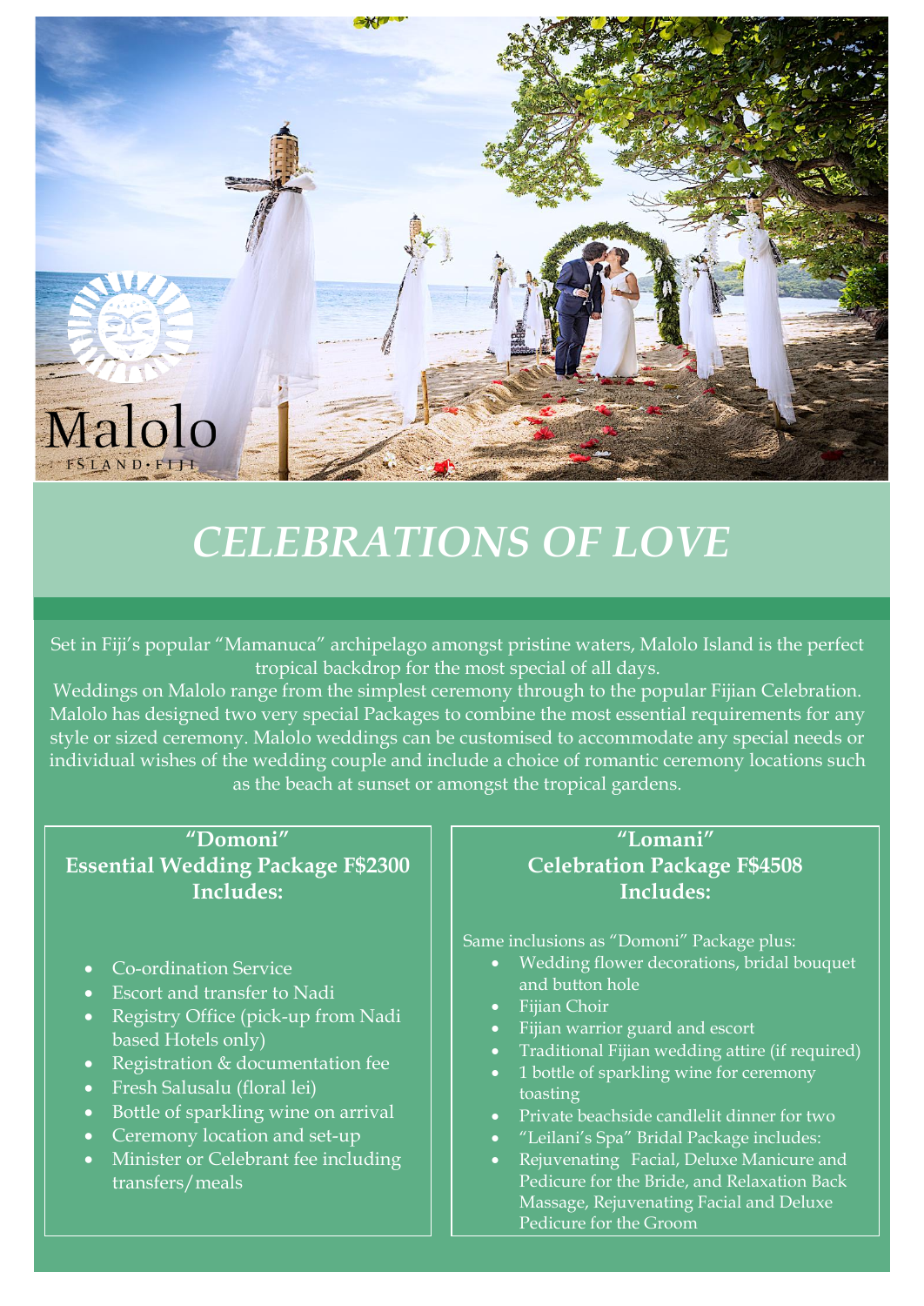Malolo

ISLAND • FIJI

# *CELEBRATIONS OF LOVE*

Set in Fiji's popular "Mamanuca" archipelago amongst pristine waters, Malolo Island is the perfect tropical backdrop for the most special of all days.

Weddings on Malolo range from the simplest ceremony through to the popular Fijian Celebration. Malolo has designed two very special Packages to combine the most essential requirements for any style or sized ceremony. Malolo weddings can be customised to accommodate any special needs or individual wishes of the wedding couple and include a choice of romantic ceremony locations such as the beach at sunset or amongst the tropical gardens.

## "Domoni"
## Essential Wedding Package F$2300
## Includes:

- Co-ordination Service
- Escort and transfer to Nadi
- Registry Office (pick-up from Nadi based Hotels only)
- Registration & documentation fee
- Fresh Salusalu (floral lei)
- Bottle of sparkling wine on arrival
- Ceremony location and set-up
- Minister or Celebrant fee including transfers/meals

## "Lomani"
## Celebration Package F$4508
## Includes:

Same inclusions as "Domoni" Package plus:

- Wedding flower decorations, bridal bouquet and button hole
- Fijian Choir
- Fijian warrior guard and escort
- Traditional Fijian wedding attire (if required)
- 1 bottle of sparkling wine for ceremony toasting
- Private beachside candlelit dinner for two
- "Leilani's Spa" Bridal Package includes:
- Rejuvenating Facial, Deluxe Manicure and Pedicure for the Bride, and Relaxation Back Massage, Rejuvenating Facial and Deluxe Pedicure for the Groom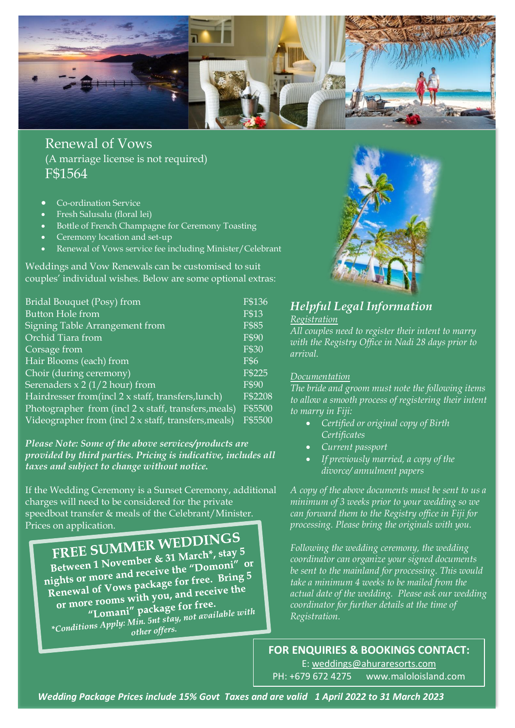## Renewal of Vows

(A marriage license is not required)

F$1564

- Co-ordination Service
- Fresh Salusalu (floral lei)
- Bottle of French Champagne for Ceremony Toasting
- Ceremony location and set-up
- Renewal of Vows service fee including Minister/Celebrant

Weddings and Vow Renewals can be customised to suit couples' individual wishes. Below are some optional extras:

| | |
|---|---|
| Bridal Bouquet (Posy) from | F$136 |
| Button Hole from | F$13 |
| Signing Table Arrangement from | F$85 |
| Orchid Tiara from | F$90 |
| Corsage from | F$30 |
| Hair Blooms (each) from | F$6 |
| Choir (during ceremony) | F$225 |
| Serenaders x 2 (1/2 hour) from | F$90 |
| Hairdresser from(incl 2 x staff, transfers,lunch) | F$2208 |
| Photographer from (incl 2 x staff, transfers,meals) | F$5500 |
| Videographer from (incl 2 x staff, transfers,meals) | F$5500 |

***Please Note: Some of the above services/products are provided by third parties. Pricing is indicative, includes all taxes and subject to change without notice.***

If the Wedding Ceremony is a Sunset Ceremony, additional charges will need to be considered for the private speedboat transfer & meals of the Celebrant/Minister. Prices on application.

**FREE SUMMER WEDDINGS**

**Between 1 November & 31 March*, stay 5 nights or more and receive the "Domoni" or Renewal of Vows package for free. Bring 5 or more rooms with you, and receive the "Lomani" package for free.**

***Conditions Apply: Min. 5nt stay, not available with other offers.***

### *Helpful Legal Information*

*Registration*

*All couples need to register their intent to marry with the Registry Office in Nadi 28 days prior to arrival.*

*Documentation*

*The bride and groom must note the following items to allow a smooth process of registering their intent to marry in Fiji:*

- *Certified or original copy of Birth Certificates*
- *Current passport*
- *If previously married, a copy of the divorce/ annulment papers*

*A copy of the above documents must be sent to us a minimum of 3 weeks prior to your wedding so we can forward them to the Registry office in Fiji for processing. Please bring the originals with you.*

*Following the wedding ceremony, the wedding coordinator can organize your signed documents be sent to the mainland for processing. This would take a minimum 4 weeks to be mailed from the actual date of the wedding. Please ask our wedding coordinator for further details at the time of Registration.*

**FOR ENQUIRIES & BOOKINGS CONTACT:**

E: weddings@ahuraresorts.com

PH: +679 672 4275 www.maloloisland.com

***Wedding Package Prices include 15% Govt Taxes and are valid 1 April 2022 to 31 March 2023***